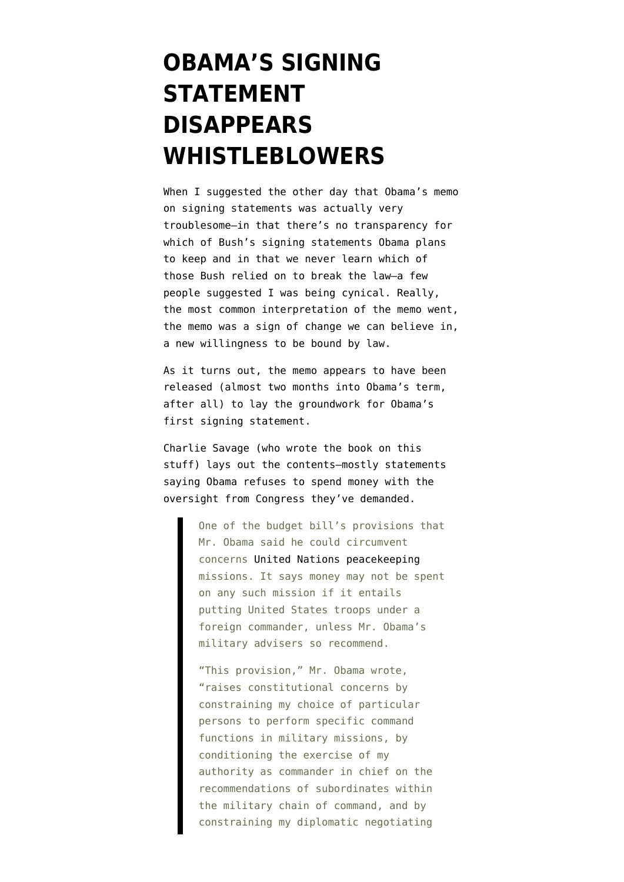# OBAMA'S SIGNING STATEMENT DISAPPEARS WHISTLEBLOWERS

When I suggested the other day that Obama's memo on signing statements was actually very troublesome–in that there's no transparency for which of Bush's signing statements Obama plans to keep and in that we never learn which of those Bush relied on to break the law–a few people suggested I was being cynical. Really, the most common interpretation of the memo went, the memo was a sign of change we can believe in, a new willingness to be bound by law.

As it turns out, the memo appears to have been released (almost two months into Obama's term, after all) to lay the groundwork for Obama's first signing statement.

Charlie Savage (who wrote the book on this stuff) lays out the contents–mostly statements saying Obama refuses to spend money with the oversight from Congress they've demanded.

> One of the budget bill's provisions that Mr. Obama said he could circumvent concerns United Nations peacekeeping missions. It says money may not be spent on any such mission if it entails putting United States troops under a foreign commander, unless Mr. Obama's military advisers so recommend.
>
> "This provision," Mr. Obama wrote, "raises constitutional concerns by constraining my choice of particular persons to perform specific command functions in military missions, by conditioning the exercise of my authority as commander in chief on the recommendations of subordinates within the military chain of command, and by constraining my diplomatic negotiating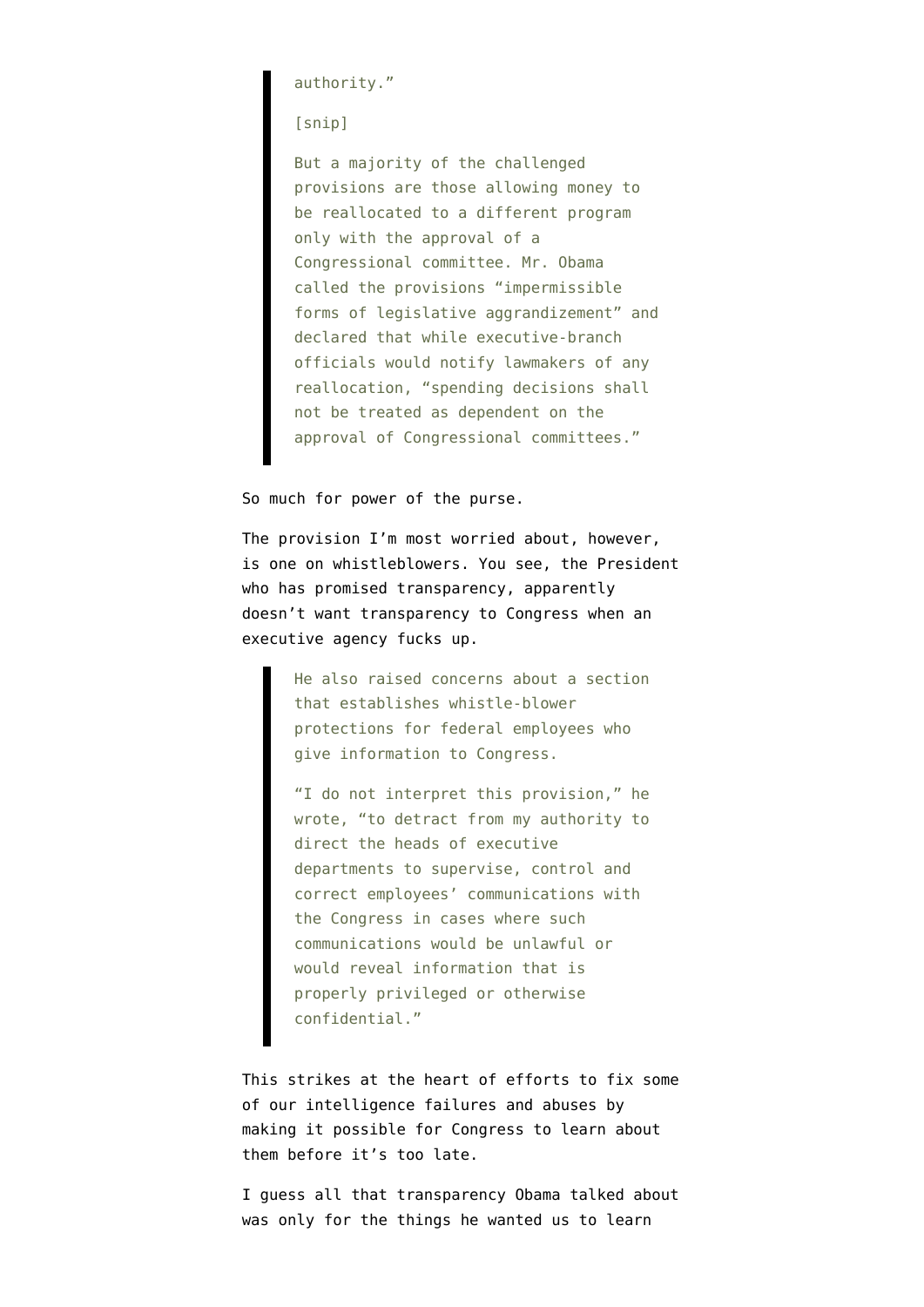> authority."
>
> [snip]
>
> But a majority of the challenged provisions are those allowing money to be reallocated to a different program only with the approval of a Congressional committee. Mr. Obama called the provisions "impermissible forms of legislative aggrandizement" and declared that while executive-branch officials would notify lawmakers of any reallocation, "spending decisions shall not be treated as dependent on the approval of Congressional committees."

So much for power of the purse.

The provision I'm most worried about, however, is one on whistleblowers. You see, the President who has promised transparency, apparently doesn't want transparency to Congress when an executive agency fucks up.

> He also raised concerns about a section that establishes whistle-blower protections for federal employees who give information to Congress.
>
> "I do not interpret this provision," he wrote, "to detract from my authority to direct the heads of executive departments to supervise, control and correct employees' communications with the Congress in cases where such communications would be unlawful or would reveal information that is properly privileged or otherwise confidential."

This strikes at the heart of efforts to fix some of our intelligence failures and abuses by making it possible for Congress to learn about them before it's too late.

I guess all that transparency Obama talked about was only for the things he wanted us to learn